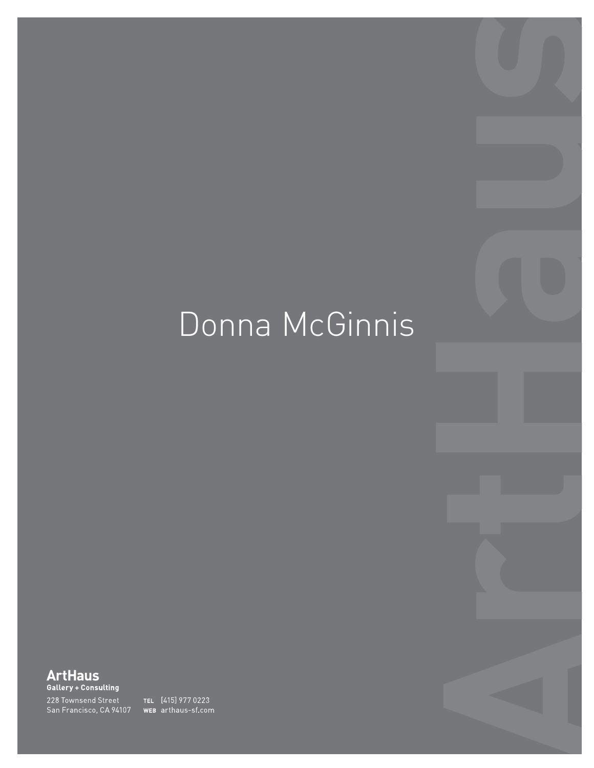# Donna McGinnis

**ArtHaus**
**Gallery + Consulting**

228 Townsend Street
San Francisco, CA 94107

**TEL** [415] 977 0223
**WEB** arthaus-sf.com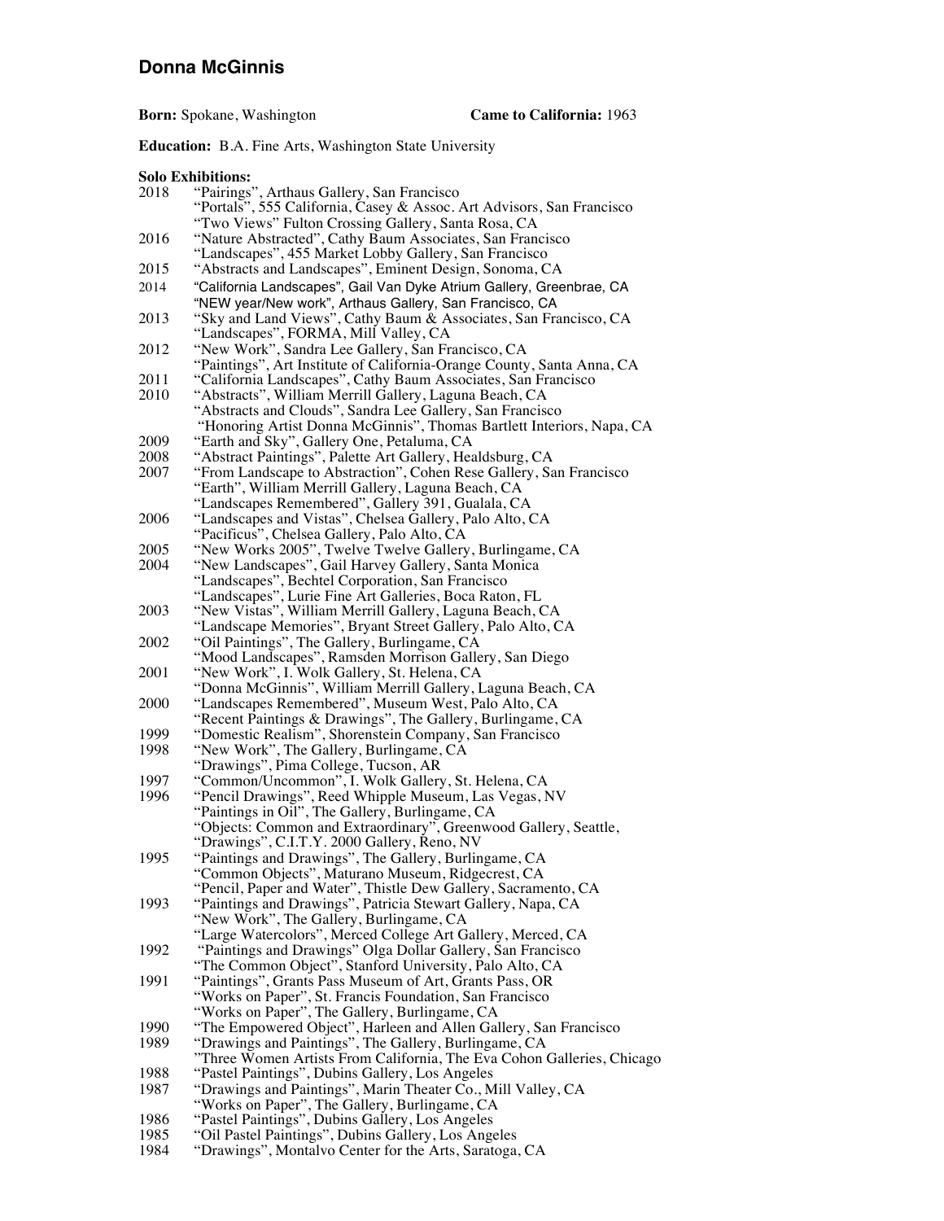# Donna McGinnis

**Born:** Spokane, Washington **Came to California:** 1963

**Education:** B.A. Fine Arts, Washington State University

**Solo Exhibitions:**

2018 "Pairings", Arthaus Gallery, San Francisco
"Portals", 555 California, Casey & Assoc. Art Advisors, San Francisco
"Two Views" Fulton Crossing Gallery, Santa Rosa, CA

2016 "Nature Abstracted", Cathy Baum Associates, San Francisco
"Landscapes", 455 Market Lobby Gallery, San Francisco

2015 "Abstracts and Landscapes", Eminent Design, Sonoma, CA

2014 "California Landscapes", Gail Van Dyke Atrium Gallery, Greenbrae, CA
"NEW year/New work", Arthaus Gallery, San Francisco, CA

2013 "Sky and Land Views", Cathy Baum & Associates, San Francisco, CA
"Landscapes", FORMA, Mill Valley, CA

2012 "New Work", Sandra Lee Gallery, San Francisco, CA
"Paintings", Art Institute of California-Orange County, Santa Anna, CA

2011 "California Landscapes", Cathy Baum Associates, San Francisco

2010 "Abstracts", William Merrill Gallery, Laguna Beach, CA
"Abstracts and Clouds", Sandra Lee Gallery, San Francisco
"Honoring Artist Donna McGinnis", Thomas Bartlett Interiors, Napa, CA

2009 "Earth and Sky", Gallery One, Petaluma, CA

2008 "Abstract Paintings", Palette Art Gallery, Healdsburg, CA

2007 "From Landscape to Abstraction", Cohen Rese Gallery, San Francisco
"Earth", William Merrill Gallery, Laguna Beach, CA
"Landscapes Remembered", Gallery 391, Gualala, CA

2006 "Landscapes and Vistas", Chelsea Gallery, Palo Alto, CA
"Pacificus", Chelsea Gallery, Palo Alto, CA

2005 "New Works 2005", Twelve Twelve Gallery, Burlingame, CA

2004 "New Landscapes", Gail Harvey Gallery, Santa Monica
"Landscapes", Bechtel Corporation, San Francisco
"Landscapes", Lurie Fine Art Galleries, Boca Raton, FL

2003 "New Vistas", William Merrill Gallery, Laguna Beach, CA
"Landscape Memories", Bryant Street Gallery, Palo Alto, CA

2002 "Oil Paintings", The Gallery, Burlingame, CA
"Mood Landscapes", Ramsden Morrison Gallery, San Diego

2001 "New Work", I. Wolk Gallery, St. Helena, CA
"Donna McGinnis", William Merrill Gallery, Laguna Beach, CA

2000 "Landscapes Remembered", Museum West, Palo Alto, CA
"Recent Paintings & Drawings", The Gallery, Burlingame, CA

1999 "Domestic Realism", Shorenstein Company, San Francisco

1998 "New Work", The Gallery, Burlingame, CA
"Drawings", Pima College, Tucson, AR

1997 "Common/Uncommon", I. Wolk Gallery, St. Helena, CA

1996 "Pencil Drawings", Reed Whipple Museum, Las Vegas, NV
"Paintings in Oil", The Gallery, Burlingame, CA
"Objects: Common and Extraordinary", Greenwood Gallery, Seattle,
"Drawings", C.I.T.Y. 2000 Gallery, Reno, NV

1995 "Paintings and Drawings", The Gallery, Burlingame, CA
"Common Objects", Maturano Museum, Ridgecrest, CA
"Pencil, Paper and Water", Thistle Dew Gallery, Sacramento, CA

1993 "Paintings and Drawings", Patricia Stewart Gallery, Napa, CA
"New Work", The Gallery, Burlingame, CA
"Large Watercolors", Merced College Art Gallery, Merced, CA

1992 "Paintings and Drawings" Olga Dollar Gallery, San Francisco
"The Common Object", Stanford University, Palo Alto, CA

1991 "Paintings", Grants Pass Museum of Art, Grants Pass, OR
"Works on Paper", St. Francis Foundation, San Francisco
"Works on Paper", The Gallery, Burlingame, CA

1990 "The Empowered Object", Harleen and Allen Gallery, San Francisco

1989 "Drawings and Paintings", The Gallery, Burlingame, CA
"Three Women Artists From California, The Eva Cohon Galleries, Chicago

1988 "Pastel Paintings", Dubins Gallery, Los Angeles

1987 "Drawings and Paintings", Marin Theater Co., Mill Valley, CA
"Works on Paper", The Gallery, Burlingame, CA

1986 "Pastel Paintings", Dubins Gallery, Los Angeles

1985 "Oil Pastel Paintings", Dubins Gallery, Los Angeles

1984 "Drawings", Montalvo Center for the Arts, Saratoga, CA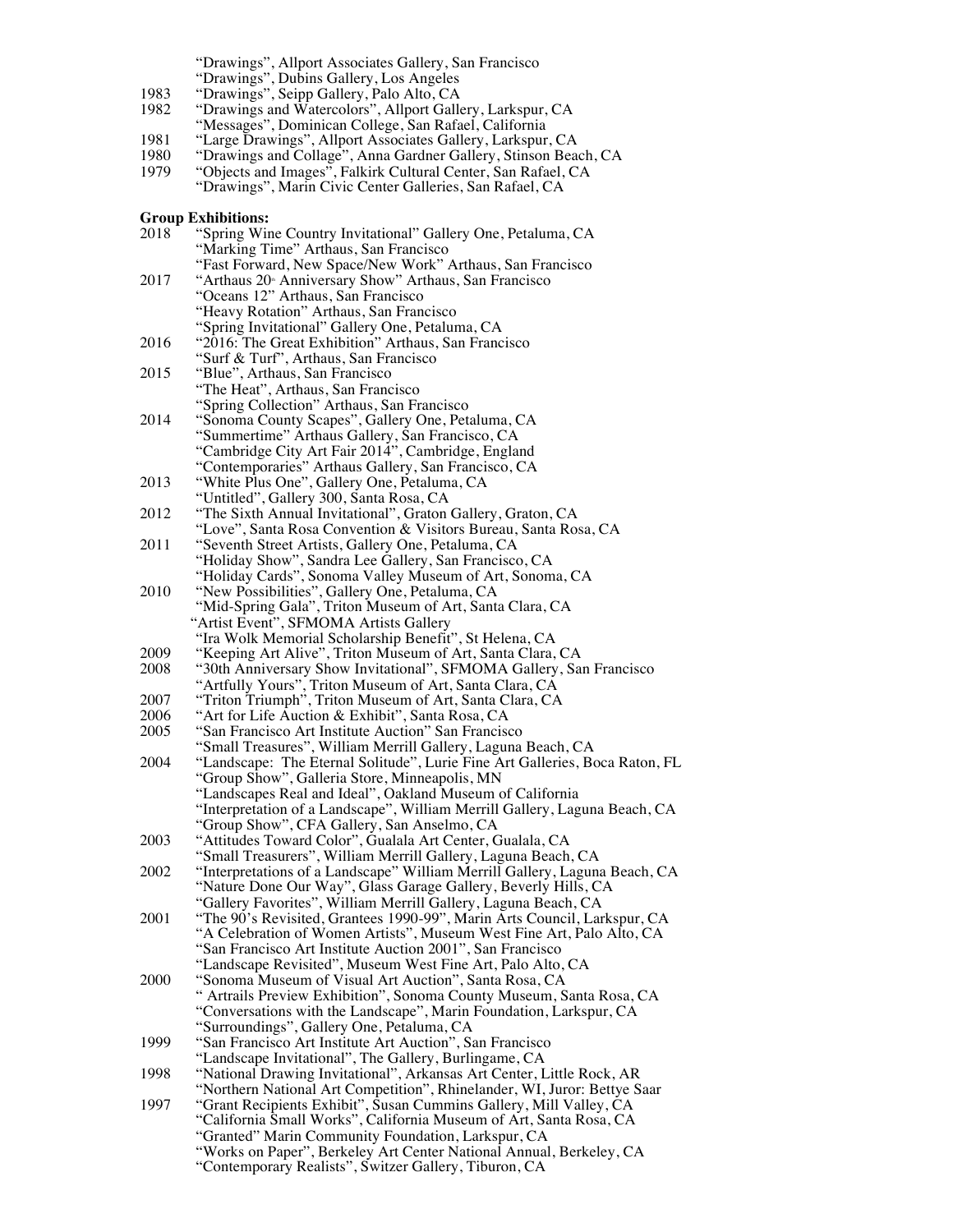"Drawings", Allport Associates Gallery, San Francisco
"Drawings", Dubins Gallery, Los Angeles
1983 "Drawings", Seipp Gallery, Palo Alto, CA
1982 "Drawings and Watercolors", Allport Gallery, Larkspur, CA
"Messages", Dominican College, San Rafael, California
1981 "Large Drawings", Allport Associates Gallery, Larkspur, CA
1980 "Drawings and Collage", Anna Gardner Gallery, Stinson Beach, CA
1979 "Objects and Images", Falkirk Cultural Center, San Rafael, CA
"Drawings", Marin Civic Center Galleries, San Rafael, CA

**Group Exhibitions:**

2018 "Spring Wine Country Invitational" Gallery One, Petaluma, CA
"Marking Time" Arthaus, San Francisco
"Fast Forward, New Space/New Work" Arthaus, San Francisco
2017 "Arthaus 20th Anniversary Show" Arthaus, San Francisco
"Oceans 12" Arthaus, San Francisco
"Heavy Rotation" Arthaus, San Francisco
"Spring Invitational" Gallery One, Petaluma, CA
2016 "2016: The Great Exhibition" Arthaus, San Francisco
"Surf & Turf", Arthaus, San Francisco
2015 "Blue", Arthaus, San Francisco
"The Heat", Arthaus, San Francisco
"Spring Collection" Arthaus, San Francisco
2014 "Sonoma County Scapes", Gallery One, Petaluma, CA
"Summertime" Arthaus Gallery, San Francisco, CA
"Cambridge City Art Fair 2014", Cambridge, England
"Contemporaries" Arthaus Gallery, San Francisco, CA
2013 "White Plus One", Gallery One, Petaluma, CA
"Untitled", Gallery 300, Santa Rosa, CA
2012 "The Sixth Annual Invitational", Graton Gallery, Graton, CA
"Love", Santa Rosa Convention & Visitors Bureau, Santa Rosa, CA
2011 "Seventh Street Artists, Gallery One, Petaluma, CA
"Holiday Show", Sandra Lee Gallery, San Francisco, CA
"Holiday Cards", Sonoma Valley Museum of Art, Sonoma, CA
2010 "New Possibilities", Gallery One, Petaluma, CA
"Mid-Spring Gala", Triton Museum of Art, Santa Clara, CA
"Artist Event", SFMOMA Artists Gallery
"Ira Wolk Memorial Scholarship Benefit", St Helena, CA
2009 "Keeping Art Alive", Triton Museum of Art, Santa Clara, CA
2008 "30th Anniversary Show Invitational", SFMOMA Gallery, San Francisco
"Artfully Yours", Triton Museum of Art, Santa Clara, CA
2007 "Triton Triumph", Triton Museum of Art, Santa Clara, CA
2006 "Art for Life Auction & Exhibit", Santa Rosa, CA
2005 "San Francisco Art Institute Auction" San Francisco
"Small Treasures", William Merrill Gallery, Laguna Beach, CA
2004 "Landscape: The Eternal Solitude", Lurie Fine Art Galleries, Boca Raton, FL
"Group Show", Galleria Store, Minneapolis, MN
"Landscapes Real and Ideal", Oakland Museum of California
"Interpretation of a Landscape", William Merrill Gallery, Laguna Beach, CA
"Group Show", CFA Gallery, San Anselmo, CA
2003 "Attitudes Toward Color", Gualala Art Center, Gualala, CA
"Small Treasurers", William Merrill Gallery, Laguna Beach, CA
2002 "Interpretations of a Landscape" William Merrill Gallery, Laguna Beach, CA
"Nature Done Our Way", Glass Garage Gallery, Beverly Hills, CA
"Gallery Favorites", William Merrill Gallery, Laguna Beach, CA
2001 "The 90's Revisited, Grantees 1990-99", Marin Arts Council, Larkspur, CA
"A Celebration of Women Artists", Museum West Fine Art, Palo Alto, CA
"San Francisco Art Institute Auction 2001", San Francisco
"Landscape Revisited", Museum West Fine Art, Palo Alto, CA
2000 "Sonoma Museum of Visual Art Auction", Santa Rosa, CA
" Artrails Preview Exhibition", Sonoma County Museum, Santa Rosa, CA
"Conversations with the Landscape", Marin Foundation, Larkspur, CA
"Surroundings", Gallery One, Petaluma, CA
1999 "San Francisco Art Institute Art Auction", San Francisco
"Landscape Invitational", The Gallery, Burlingame, CA
1998 "National Drawing Invitational", Arkansas Art Center, Little Rock, AR
"Northern National Art Competition", Rhinelander, WI, Juror: Bettye Saar
1997 "Grant Recipients Exhibit", Susan Cummins Gallery, Mill Valley, CA
"California Small Works", California Museum of Art, Santa Rosa, CA
"Granted" Marin Community Foundation, Larkspur, CA
"Works on Paper", Berkeley Art Center National Annual, Berkeley, CA
"Contemporary Realists", Switzer Gallery, Tiburon, CA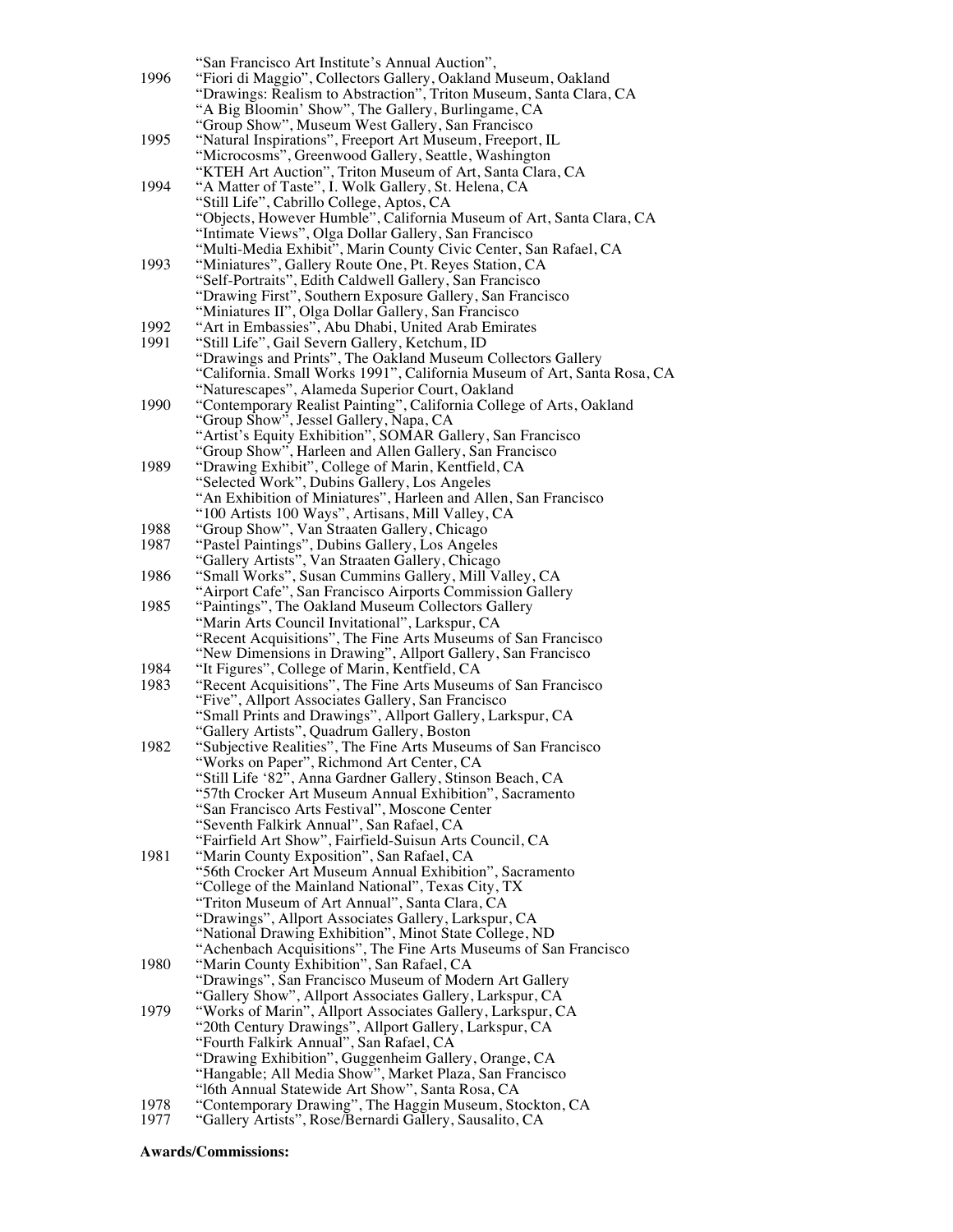| | |
|---|---|
| | "San Francisco Art Institute's Annual Auction", |
| 1996 | "Fiori di Maggio", Collectors Gallery, Oakland Museum, Oakland |
| | "Drawings: Realism to Abstraction", Triton Museum, Santa Clara, CA |
| | "A Big Bloomin' Show", The Gallery, Burlingame, CA |
| | "Group Show", Museum West Gallery, San Francisco |
| 1995 | "Natural Inspirations", Freeport Art Museum, Freeport, IL |
| | "Microcosms", Greenwood Gallery, Seattle, Washington |
| | "KTEH Art Auction", Triton Museum of Art, Santa Clara, CA |
| 1994 | "A Matter of Taste", I. Wolk Gallery, St. Helena, CA |
| | "Still Life", Cabrillo College, Aptos, CA |
| | "Objects, However Humble", California Museum of Art, Santa Clara, CA |
| | "Intimate Views", Olga Dollar Gallery, San Francisco |
| | "Multi-Media Exhibit", Marin County Civic Center, San Rafael, CA |
| 1993 | "Miniatures", Gallery Route One, Pt. Reyes Station, CA |
| | "Self-Portraits", Edith Caldwell Gallery, San Francisco |
| | "Drawing First", Southern Exposure Gallery, San Francisco |
| | "Miniatures II", Olga Dollar Gallery, San Francisco |
| 1992 | "Art in Embassies", Abu Dhabi, United Arab Emirates |
| 1991 | "Still Life", Gail Severn Gallery, Ketchum, ID |
| | "Drawings and Prints", The Oakland Museum Collectors Gallery |
| | "California. Small Works 1991", California Museum of Art, Santa Rosa, CA |
| | "Naturescapes", Alameda Superior Court, Oakland |
| 1990 | "Contemporary Realist Painting", California College of Arts, Oakland |
| | "Group Show", Jessel Gallery, Napa, CA |
| | "Artist's Equity Exhibition", SOMAR Gallery, San Francisco |
| | "Group Show", Harleen and Allen Gallery, San Francisco |
| 1989 | "Drawing Exhibit", College of Marin, Kentfield, CA |
| | "Selected Work", Dubins Gallery, Los Angeles |
| | "An Exhibition of Miniatures", Harleen and Allen, San Francisco |
| | "100 Artists 100 Ways", Artisans, Mill Valley, CA |
| 1988 | "Group Show", Van Straaten Gallery, Chicago |
| 1987 | "Pastel Paintings", Dubins Gallery, Los Angeles |
| | "Gallery Artists", Van Straaten Gallery, Chicago |
| 1986 | "Small Works", Susan Cummins Gallery, Mill Valley, CA |
| | "Airport Cafe", San Francisco Airports Commission Gallery |
| 1985 | "Paintings", The Oakland Museum Collectors Gallery |
| | "Marin Arts Council Invitational", Larkspur, CA |
| | "Recent Acquisitions", The Fine Arts Museums of San Francisco |
| | "New Dimensions in Drawing", Allport Gallery, San Francisco |
| 1984 | "It Figures", College of Marin, Kentfield, CA |
| 1983 | "Recent Acquisitions", The Fine Arts Museums of San Francisco |
| | "Five", Allport Associates Gallery, San Francisco |
| | "Small Prints and Drawings", Allport Gallery, Larkspur, CA |
| | "Gallery Artists", Quadrum Gallery, Boston |
| 1982 | "Subjective Realities", The Fine Arts Museums of San Francisco |
| | "Works on Paper", Richmond Art Center, CA |
| | "Still Life '82", Anna Gardner Gallery, Stinson Beach, CA |
| | "57th Crocker Art Museum Annual Exhibition", Sacramento |
| | "San Francisco Arts Festival", Moscone Center |
| | "Seventh Falkirk Annual", San Rafael, CA |
| | "Fairfield Art Show", Fairfield-Suisun Arts Council, CA |
| 1981 | "Marin County Exposition", San Rafael, CA |
| | "56th Crocker Art Museum Annual Exhibition", Sacramento |
| | "College of the Mainland National", Texas City, TX |
| | "Triton Museum of Art Annual", Santa Clara, CA |
| | "Drawings", Allport Associates Gallery, Larkspur, CA |
| | "National Drawing Exhibition", Minot State College, ND |
| | "Achenbach Acquisitions", The Fine Arts Museums of San Francisco |
| 1980 | "Marin County Exhibition", San Rafael, CA |
| | "Drawings", San Francisco Museum of Modern Art Gallery |
| | "Gallery Show", Allport Associates Gallery, Larkspur, CA |
| 1979 | "Works of Marin", Allport Associates Gallery, Larkspur, CA |
| | "20th Century Drawings", Allport Gallery, Larkspur, CA |
| | "Fourth Falkirk Annual", San Rafael, CA |
| | "Drawing Exhibition", Guggenheim Gallery, Orange, CA |
| | "Hangable; All Media Show", Market Plaza, San Francisco |
| | "16th Annual Statewide Art Show", Santa Rosa, CA |
| 1978 | "Contemporary Drawing", The Haggin Museum, Stockton, CA |
| 1977 | "Gallery Artists", Rose/Bernardi Gallery, Sausalito, CA |

**Awards/Commissions:**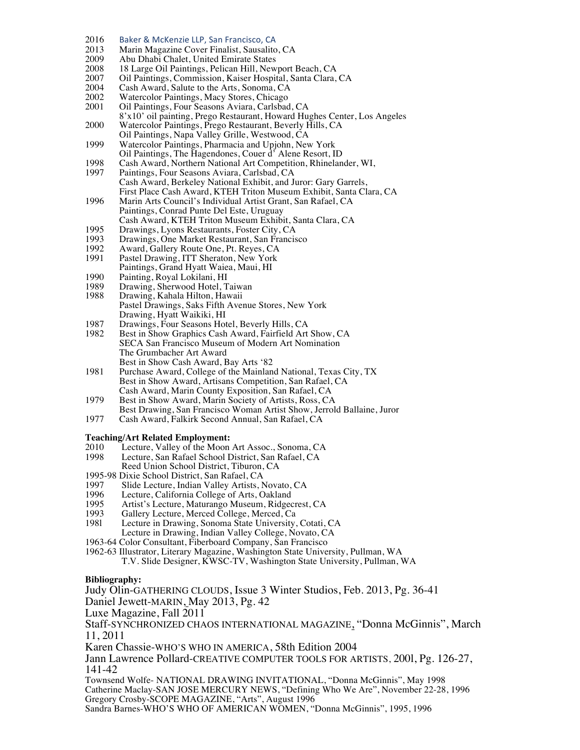2016 Baker & McKenzie LLP, San Francisco, CA
2013 Marin Magazine Cover Finalist, Sausalito, CA
2009 Abu Dhabi Chalet, United Emirate States
2008 18 Large Oil Paintings, Pelican Hill, Newport Beach, CA
2007 Oil Paintings, Commission, Kaiser Hospital, Santa Clara, CA
2004 Cash Award, Salute to the Arts, Sonoma, CA
2002 Watercolor Paintings, Macy Stores, Chicago
2001 Oil Paintings, Four Seasons Aviara, Carlsbad, CA
8'x10' oil painting, Prego Restaurant, Howard Hughes Center, Los Angeles
2000 Watercolor Paintings, Prego Restaurant, Beverly Hills, CA
Oil Paintings, Napa Valley Grille, Westwood, CA
1999 Watercolor Paintings, Pharmacia and Upjohn, New York
Oil Paintings, The Hagendones, Couer d' Alene Resort, ID
1998 Cash Award, Northern National Art Competition, Rhinelander, WI,
1997 Paintings, Four Seasons Aviara, Carlsbad, CA
Cash Award, Berkeley National Exhibit, and Juror: Gary Garrels,
First Place Cash Award, KTEH Triton Museum Exhibit, Santa Clara, CA
1996 Marin Arts Council's Individual Artist Grant, San Rafael, CA
Paintings, Conrad Punte Del Este, Uruguay
Cash Award, KTEH Triton Museum Exhibit, Santa Clara, CA
1995 Drawings, Lyons Restaurants, Foster City, CA
1993 Drawings, One Market Restaurant, San Francisco
1992 Award, Gallery Route One, Pt. Reyes, CA
1991 Pastel Drawing, ITT Sheraton, New York
Paintings, Grand Hyatt Waiea, Maui, HI
1990 Painting, Royal Lokilani, HI
1989 Drawing, Sherwood Hotel, Taiwan
1988 Drawing, Kahala Hilton, Hawaii
Pastel Drawings, Saks Fifth Avenue Stores, New York
Drawing, Hyatt Waikiki, HI
1987 Drawings, Four Seasons Hotel, Beverly Hills, CA
1982 Best in Show Graphics Cash Award, Fairfield Art Show, CA
SECA San Francisco Museum of Modern Art Nomination
The Grumbacher Art Award
Best in Show Cash Award, Bay Arts '82
1981 Purchase Award, College of the Mainland National, Texas City, TX
Best in Show Award, Artisans Competition, San Rafael, CA
Cash Award, Marin County Exposition, San Rafael, CA
1979 Best in Show Award, Marin Society of Artists, Ross, CA
Best Drawing, San Francisco Woman Artist Show, Jerrold Ballaine, Juror
1977 Cash Award, Falkirk Second Annual, San Rafael, CA

**Teaching/Art Related Employment:**

2010 Lecture, Valley of the Moon Art Assoc., Sonoma, CA
1998 Lecture, San Rafael School District, San Rafael, CA
Reed Union School District, Tiburon, CA
1995-98 Dixie School District, San Rafael, CA
1997 Slide Lecture, Indian Valley Artists, Novato, CA
1996 Lecture, California College of Arts, Oakland
1995 Artist's Lecture, Maturango Museum, Ridgecrest, CA
1993 Gallery Lecture, Merced College, Merced, Ca
198l Lecture in Drawing, Sonoma State University, Cotati, CA
Lecture in Drawing, Indian Valley College, Novato, CA
1963-64 Color Consultant, Fiberboard Company, San Francisco
1962-63 Illustrator, Literary Magazine, Washington State University, Pullman, WA
T.V. Slide Designer, KWSC-TV, Washington State University, Pullman, WA

**Bibliography:**

Judy Olin-GATHERING CLOUDS, Issue 3 Winter Studios, Feb. 2013, Pg. 36-41
Daniel Jewett-MARIN, May 2013, Pg. 42
Luxe Magazine, Fall 2011
Staff-SYNCHRONIZED CHAOS INTERNATIONAL MAGAZINE, "Donna McGinnis", March 11, 2011
Karen Chassie-WHO'S WHO IN AMERICA, 58th Edition 2004
Jann Lawrence Pollard-CREATIVE COMPUTER TOOLS FOR ARTISTS, 200l, Pg. 126-27, 141-42
Townsend Wolfe- NATIONAL DRAWING INVITATIONAL, "Donna McGinnis", May 1998
Catherine Maclay-SAN JOSE MERCURY NEWS, "Defining Who We Are", November 22-28, 1996
Gregory Crosby-SCOPE MAGAZINE, "Arts", August 1996
Sandra Barnes-WHO'S WHO OF AMERICAN WOMEN, "Donna McGinnis", 1995, 1996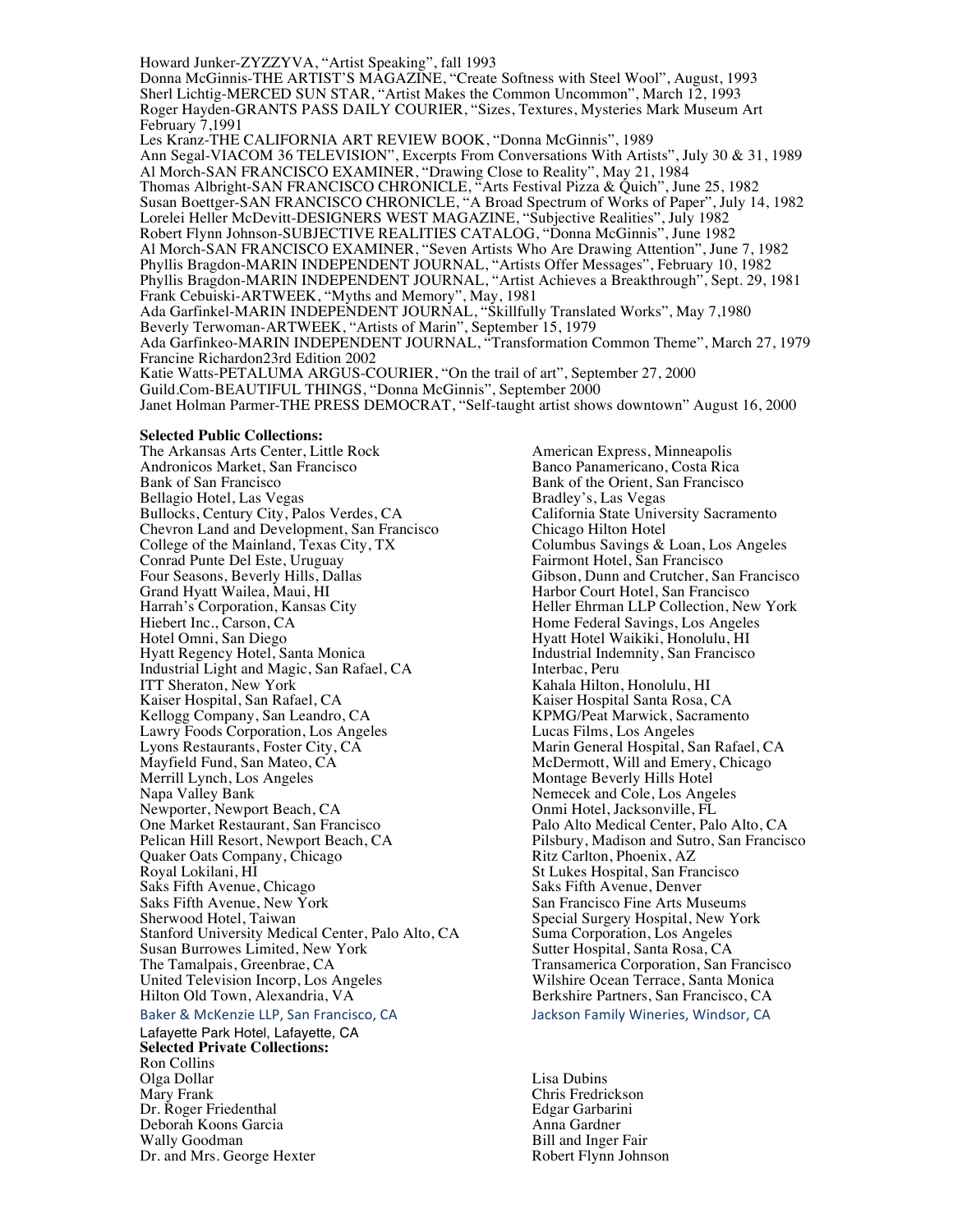Howard Junker-ZYZZYVA, “Artist Speaking”, fall 1993
Donna McGinnis-THE ARTIST’S MAGAZINE, “Create Softness with Steel Wool”, August, 1993
Sherl Lichtig-MERCED SUN STAR, “Artist Makes the Common Uncommon”, March 12, 1993
Roger Hayden-GRANTS PASS DAILY COURIER, “Sizes, Textures, Mysteries Mark Museum Art February 7,1991
Les Kranz-THE CALIFORNIA ART REVIEW BOOK, “Donna McGinnis”, 1989
Ann Segal-VIACOM 36 TELEVISION”, Excerpts From Conversations With Artists”, July 30 & 31, 1989
Al Morch-SAN FRANCISCO EXAMINER, “Drawing Close to Reality”, May 21, 1984
Thomas Albright-SAN FRANCISCO CHRONICLE, “Arts Festival Pizza & Quich”, June 25, 1982
Susan Boettger-SAN FRANCISCO CHRONICLE, “A Broad Spectrum of Works of Paper”, July 14, 1982
Lorelei Heller McDevitt-DESIGNERS WEST MAGAZINE, “Subjective Realities”, July 1982
Robert Flynn Johnson-SUBJECTIVE REALITIES CATALOG, “Donna McGinnis”, June 1982
Al Morch-SAN FRANCISCO EXAMINER, “Seven Artists Who Are Drawing Attention”, June 7, 1982
Phyllis Bragdon-MARIN INDEPENDENT JOURNAL, “Artists Offer Messages”, February 10, 1982
Phyllis Bragdon-MARIN INDEPENDENT JOURNAL, “Artist Achieves a Breakthrough”, Sept. 29, 1981
Frank Cebuiski-ARTWEEK, “Myths and Memory”, May, 1981
Ada Garfinkel-MARIN INDEPENDENT JOURNAL, “Skillfully Translated Works”, May 7,1980
Beverly Terwoman-ARTWEEK, “Artists of Marin”, September 15, 1979
Ada Garfinkeo-MARIN INDEPENDENT JOURNAL, “Transformation Common Theme”, March 27, 1979
Francine Richardon23rd Edition 2002
Katie Watts-PETALUMA ARGUS-COURIER, “On the trail of art”, September 27, 2000
Guild.Com-BEAUTIFUL THINGS, “Donna McGinnis”, September 2000
Janet Holman Parmer-THE PRESS DEMOCRAT, “Self-taught artist shows downtown” August 16, 2000

**Selected Public Collections:**

The Arkansas Arts Center, Little Rock
American Express, Minneapolis
Andronicos Market, San Francisco
Banco Panamericano, Costa Rica
Bank of San Francisco
Bank of the Orient, San Francisco
Bellagio Hotel, Las Vegas
Bradley’s, Las Vegas
Bullocks, Century City, Palos Verdes, CA
California State University Sacramento
Chevron Land and Development, San Francisco
Chicago Hilton Hotel
College of the Mainland, Texas City, TX
Columbus Savings & Loan, Los Angeles
Conrad Punte Del Este, Uruguay
Fairmont Hotel, San Francisco
Four Seasons, Beverly Hills, Dallas
Gibson, Dunn and Crutcher, San Francisco
Grand Hyatt Wailea, Maui, HI
Harbor Court Hotel, San Francisco
Harrah’s Corporation, Kansas City
Heller Ehrman LLP Collection, New York
Hiebert Inc., Carson, CA
Home Federal Savings, Los Angeles
Hotel Omni, San Diego
Hyatt Hotel Waikiki, Honolulu, HI
Hyatt Regency Hotel, Santa Monica
Industrial Indemnity, San Francisco
Industrial Light and Magic, San Rafael, CA
Interbac, Peru
ITT Sheraton, New York
Kahala Hilton, Honolulu, HI
Kaiser Hospital, San Rafael, CA
Kaiser Hospital Santa Rosa, CA
Kellogg Company, San Leandro, CA
KPMG/Peat Marwick, Sacramento
Lawry Foods Corporation, Los Angeles
Lucas Films, Los Angeles
Lyons Restaurants, Foster City, CA
Marin General Hospital, San Rafael, CA
Mayfield Fund, San Mateo, CA
McDermott, Will and Emery, Chicago
Merrill Lynch, Los Angeles
Montage Beverly Hills Hotel
Napa Valley Bank
Nemecek and Cole, Los Angeles
Newporter, Newport Beach, CA
Onmi Hotel, Jacksonville, FL
One Market Restaurant, San Francisco
Palo Alto Medical Center, Palo Alto, CA
Pelican Hill Resort, Newport Beach, CA
Pilsbury, Madison and Sutro, San Francisco
Quaker Oats Company, Chicago
Ritz Carlton, Phoenix, AZ
Royal Lokilani, HI
St Lukes Hospital, San Francisco
Saks Fifth Avenue, Chicago
Saks Fifth Avenue, Denver
Saks Fifth Avenue, New York
San Francisco Fine Arts Museums
Sherwood Hotel, Taiwan
Special Surgery Hospital, New York
Stanford University Medical Center, Palo Alto, CA
Suma Corporation, Los Angeles
Susan Burrowes Limited, New York
Sutter Hospital, Santa Rosa, CA
The Tamalpais, Greenbrae, CA
Transamerica Corporation, San Francisco
United Television Incorp, Los Angeles
Wilshire Ocean Terrace, Santa Monica
Hilton Old Town, Alexandria, VA
Berkshire Partners, San Francisco, CA
Baker & McKenzie LLP, San Francisco, CA
Jackson Family Wineries, Windsor, CA
Lafayette Park Hotel, Lafayette, CA

**Selected Private Collections:**

Ron Collins
Olga Dollar
Lisa Dubins
Mary Frank
Chris Fredrickson
Dr. Roger Friedenthal
Edgar Garbarini
Deborah Koons Garcia
Anna Gardner
Wally Goodman
Bill and Inger Fair
Dr. and Mrs. George Hexter
Robert Flynn Johnson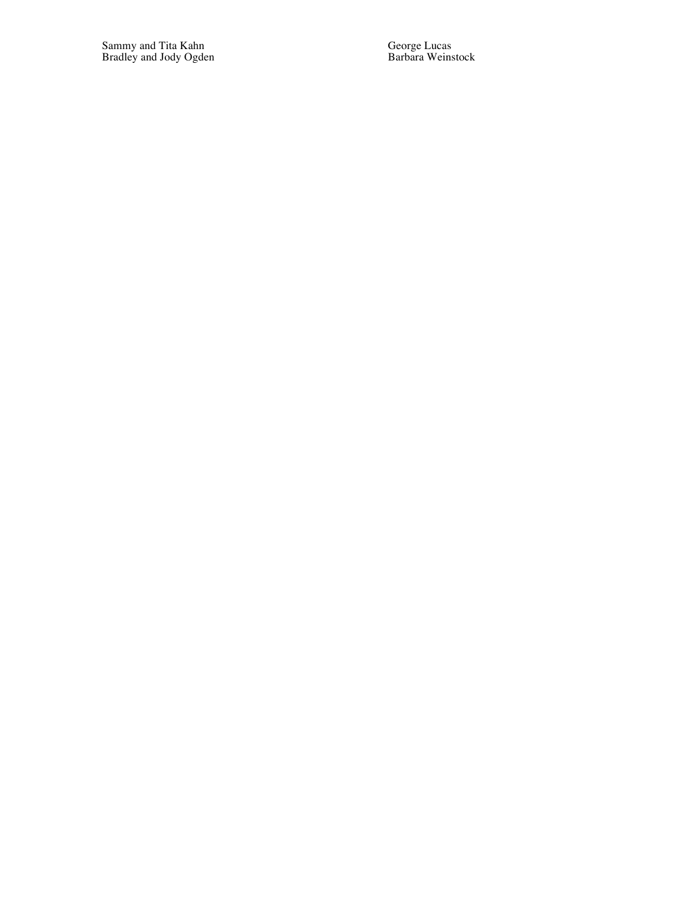Sammy and Tita Kahn
Bradley and Jody Ogden
George Lucas
Barbara Weinstock